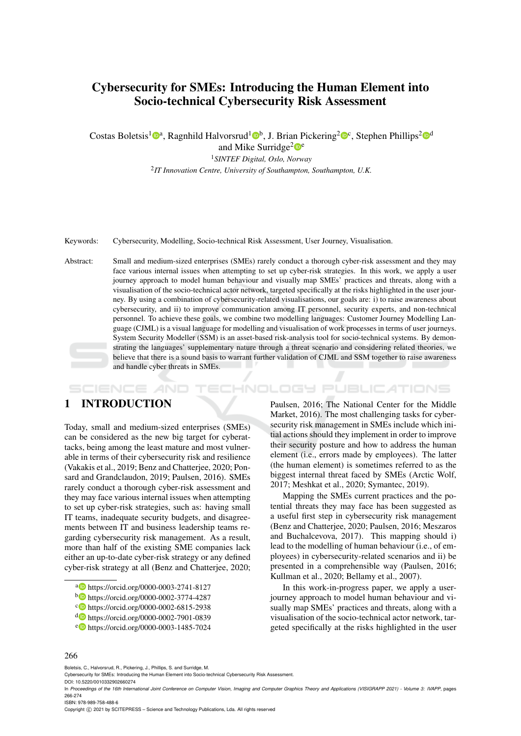# Cybersecurity for SMEs: Introducing the Human Element into Socio-technical Cybersecurity Risk Assessment

Costas Boletsis[1][a], Ragnhild Halvorsrud[1][b], J. Brian Pickering[2][c], Stephen Phillips[2][d] and Mike Surridge[2][e]

[1]*SINTEF Digital, Oslo, Norway*

[2]*IT Innovation Centre, University of Southampton, Southampton, U.K.*

Keywords: Cybersecurity, Modelling, Socio-technical Risk Assessment, User Journey, Visualisation.

Abstract: Small and medium-sized enterprises (SMEs) rarely conduct a thorough cyber-risk assessment and they may face various internal issues when attempting to set up cyber-risk strategies. In this work, we apply a user journey approach to model human behaviour and visually map SMEs' practices and threats, along with a visualisation of the socio-technical actor network, targeted specifically at the risks highlighted in the user journey. By using a combination of cybersecurity-related visualisations, our goals are: i) to raise awareness about cybersecurity, and ii) to improve communication among IT personnel, security experts, and non-technical personnel. To achieve these goals, we combine two modelling languages: Customer Journey Modelling Language (CJML) is a visual language for modelling and visualisation of work processes in terms of user journeys. System Security Modeller (SSM) is an asset-based risk-analysis tool for socio-technical systems. By demonstrating the languages' supplementary nature through a threat scenario and considering related theories, we believe that there is a sound basis to warrant further validation of CJML and SSM together to raise awareness and handle cyber threats in SMEs.

## 1 INTRODUCTION

Today, small and medium-sized enterprises (SMEs) can be considered as the new big target for cyberattacks, being among the least mature and most vulnerable in terms of their cybersecurity risk and resilience (Vakakis et al., 2019; Benz and Chatterjee, 2020; Ponsard and Grandclaudon, 2019; Paulsen, 2016). SMEs rarely conduct a thorough cyber-risk assessment and they may face various internal issues when attempting to set up cyber-risk strategies, such as: having small IT teams, inadequate security budgets, and disagreements between IT and business leadership teams regarding cybersecurity risk management. As a result, more than half of the existing SME companies lack either an up-to-date cyber-risk strategy or any defined cyber-risk strategy at all (Benz and Chatterjee, 2020; Paulsen, 2016; The National Center for the Middle Market, 2016). The most challenging tasks for cybersecurity risk management in SMEs include which initial actions should they implement in order to improve their security posture and how to address the human element (i.e., errors made by employees). The latter (the human element) is sometimes referred to as the biggest internal threat faced by SMEs (Arctic Wolf, 2017; Meshkat et al., 2020; Symantec, 2019).

Mapping the SMEs current practices and the potential threats they may face has been suggested as a useful first step in cybersecurity risk management (Benz and Chatterjee, 2020; Paulsen, 2016; Meszaros and Buchalcevova, 2017). This mapping should i) lead to the modelling of human behaviour (i.e., of employees) in cybersecurity-related scenarios and ii) be presented in a comprehensible way (Paulsen, 2016; Kullman et al., 2020; Bellamy et al., 2007).

In this work-in-progress paper, we apply a user-journey approach to model human behaviour and visually map SMEs' practices and threats, along with a visualisation of the socio-technical actor network, targeted specifically at the risks highlighted in the user

[a] https://orcid.org/0000-0003-2741-8127

[b] https://orcid.org/0000-0002-3774-4287

[c] https://orcid.org/0000-0002-6815-2938

[d] https://orcid.org/0000-0002-7901-0839

[e] https://orcid.org/0000-0003-1485-7024

Boletsis, C., Halvorsrud, R., Pickering, J., Phillips, S. and Surridge, M.
Cybersecurity for SMEs: Introducing the Human Element into Socio-technical Cybersecurity Risk Assessment.
DOI: 10.5220/0010332902660274
In *Proceedings of the 16th International Joint Conference on Computer Vision, Imaging and Computer Graphics Theory and Applications (VISIGRAPP 2021) - Volume 3: IVAPP*, pages 266-274
ISBN: 978-989-758-488-6
Copyright © 2021 by SCITEPRESS – Science and Technology Publications, Lda. All rights reserved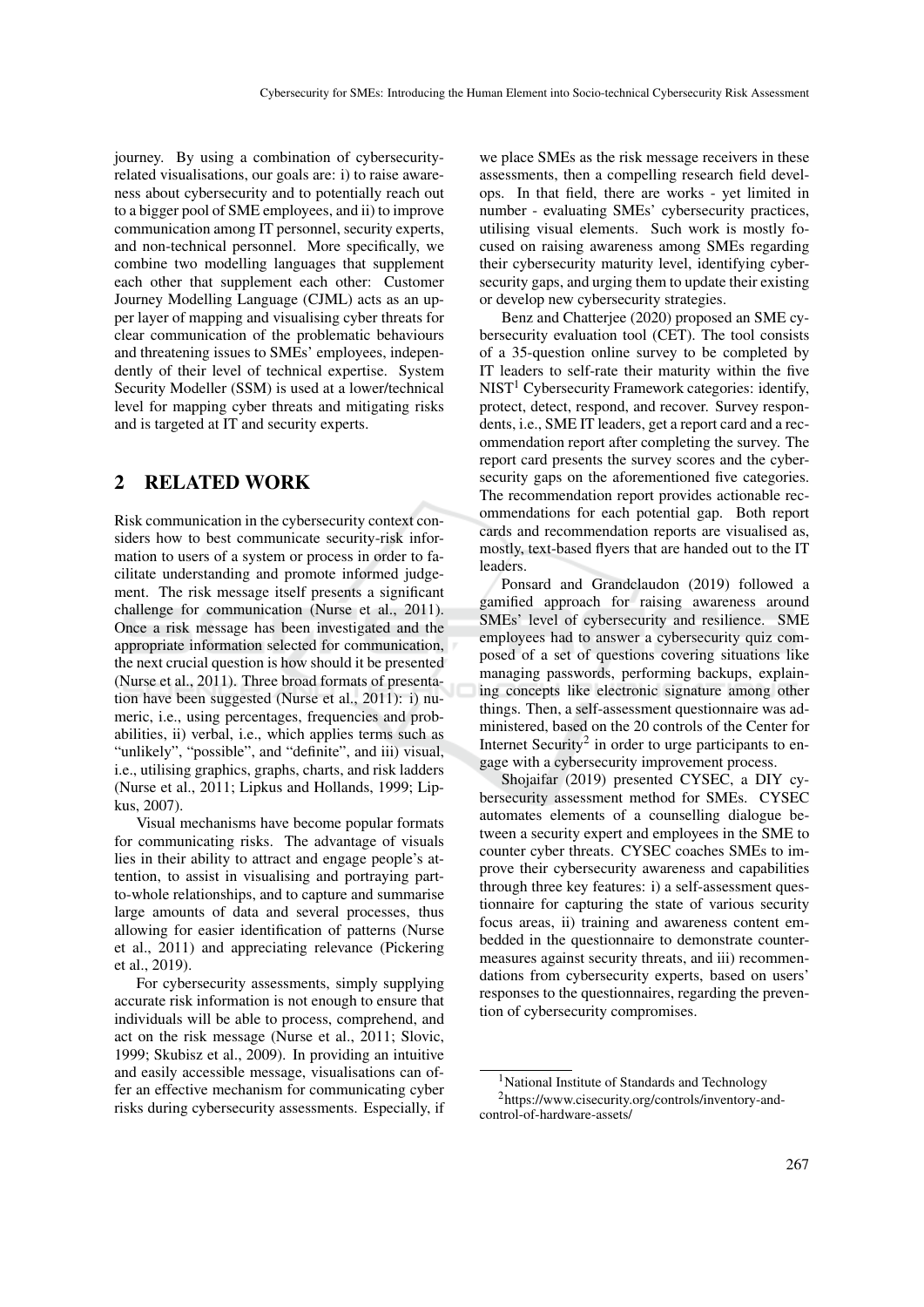journey. By using a combination of cybersecurity-related visualisations, our goals are: i) to raise awareness about cybersecurity and to potentially reach out to a bigger pool of SME employees, and ii) to improve communication among IT personnel, security experts, and non-technical personnel. More specifically, we combine two modelling languages that supplement each other that supplement each other: Customer Journey Modelling Language (CJML) acts as an upper layer of mapping and visualising cyber threats for clear communication of the problematic behaviours and threatening issues to SMEs' employees, independently of their level of technical expertise. System Security Modeller (SSM) is used at a lower/technical level for mapping cyber threats and mitigating risks and is targeted at IT and security experts.

## 2 RELATED WORK

Risk communication in the cybersecurity context considers how to best communicate security-risk information to users of a system or process in order to facilitate understanding and promote informed judgement. The risk message itself presents a significant challenge for communication (Nurse et al., 2011). Once a risk message has been investigated and the appropriate information selected for communication, the next crucial question is how should it be presented (Nurse et al., 2011). Three broad formats of presentation have been suggested (Nurse et al., 2011): i) numeric, i.e., using percentages, frequencies and probabilities, ii) verbal, i.e., which applies terms such as "unlikely", "possible", and "definite", and iii) visual, i.e., utilising graphics, graphs, charts, and risk ladders (Nurse et al., 2011; Lipkus and Hollands, 1999; Lipkus, 2007).

Visual mechanisms have become popular formats for communicating risks. The advantage of visuals lies in their ability to attract and engage people's attention, to assist in visualising and portraying part-to-whole relationships, and to capture and summarise large amounts of data and several processes, thus allowing for easier identification of patterns (Nurse et al., 2011) and appreciating relevance (Pickering et al., 2019).

For cybersecurity assessments, simply supplying accurate risk information is not enough to ensure that individuals will be able to process, comprehend, and act on the risk message (Nurse et al., 2011; Slovic, 1999; Skubisz et al., 2009). In providing an intuitive and easily accessible message, visualisations can offer an effective mechanism for communicating cyber risks during cybersecurity assessments. Especially, if we place SMEs as the risk message receivers in these assessments, then a compelling research field develops. In that field, there are works - yet limited in number - evaluating SMEs' cybersecurity practices, utilising visual elements. Such work is mostly focused on raising awareness among SMEs regarding their cybersecurity maturity level, identifying cybersecurity gaps, and urging them to update their existing or develop new cybersecurity strategies.

Benz and Chatterjee (2020) proposed an SME cybersecurity evaluation tool (CET). The tool consists of a 35-question online survey to be completed by IT leaders to self-rate their maturity within the five NIST[1] Cybersecurity Framework categories: identify, protect, detect, respond, and recover. Survey respondents, i.e., SME IT leaders, get a report card and a recommendation report after completing the survey. The report card presents the survey scores and the cybersecurity gaps on the aforementioned five categories. The recommendation report provides actionable recommendations for each potential gap. Both report cards and recommendation reports are visualised as, mostly, text-based flyers that are handed out to the IT leaders.

Ponsard and Grandclaudon (2019) followed a gamified approach for raising awareness around SMEs' level of cybersecurity and resilience. SME employees had to answer a cybersecurity quiz composed of a set of questions covering situations like managing passwords, performing backups, explaining concepts like electronic signature among other things. Then, a self-assessment questionnaire was administered, based on the 20 controls of the Center for Internet Security[2] in order to urge participants to engage with a cybersecurity improvement process.

Shojaifar (2019) presented CYSEC, a DIY cybersecurity assessment method for SMEs. CYSEC automates elements of a counselling dialogue between a security expert and employees in the SME to counter cyber threats. CYSEC coaches SMEs to improve their cybersecurity awareness and capabilities through three key features: i) a self-assessment questionnaire for capturing the state of various security focus areas, ii) training and awareness content embedded in the questionnaire to demonstrate countermeasures against security threats, and iii) recommendations from cybersecurity experts, based on users' responses to the questionnaires, regarding the prevention of cybersecurity compromises.

[1] National Institute of Standards and Technology

[2] https://www.cisecurity.org/controls/inventory-and-control-of-hardware-assets/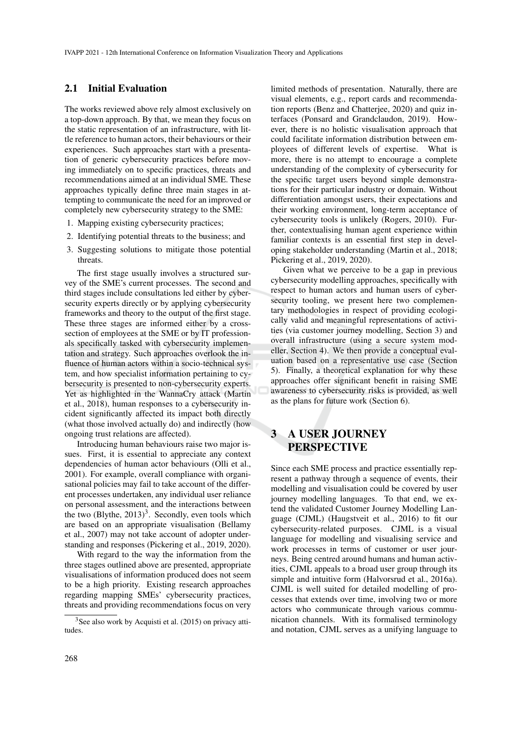## 2.1 Initial Evaluation

The works reviewed above rely almost exclusively on a top-down approach. By that, we mean they focus on the static representation of an infrastructure, with little reference to human actors, their behaviours or their experiences. Such approaches start with a presentation of generic cybersecurity practices before moving immediately on to specific practices, threats and recommendations aimed at an individual SME. These approaches typically define three main stages in attempting to communicate the need for an improved or completely new cybersecurity strategy to the SME:

1. Mapping existing cybersecurity practices;
2. Identifying potential threats to the business; and
3. Suggesting solutions to mitigate those potential threats.

The first stage usually involves a structured survey of the SME's current processes. The second and third stages include consultations led either by cybersecurity experts directly or by applying cybersecurity frameworks and theory to the output of the first stage. These three stages are informed either by a cross-section of employees at the SME or by IT professionals specifically tasked with cybersecurity implementation and strategy. Such approaches overlook the influence of human actors within a socio-technical system, and how specialist information pertaining to cybersecurity is presented to non-cybersecurity experts. Yet as highlighted in the WannaCry attack (Martin et al., 2018), human responses to a cybersecurity incident significantly affected its impact both directly (what those involved actually do) and indirectly (how ongoing trust relations are affected).

Introducing human behaviours raise two major issues. First, it is essential to appreciate any context dependencies of human actor behaviours (Olli et al., 2001). For example, overall compliance with organisational policies may fail to take account of the different processes undertaken, any individual user reliance on personal assessment, and the interactions between the two (Blythe, 2013)[3]. Secondly, even tools which are based on an appropriate visualisation (Bellamy et al., 2007) may not take account of adopter understanding and responses (Pickering et al., 2019, 2020).

With regard to the way the information from the three stages outlined above are presented, appropriate visualisations of information produced does not seem to be a high priority. Existing research approaches regarding mapping SMEs' cybersecurity practices, threats and providing recommendations focus on very limited methods of presentation. Naturally, there are visual elements, e.g., report cards and recommendation reports (Benz and Chatterjee, 2020) and quiz interfaces (Ponsard and Grandclaudon, 2019). However, there is no holistic visualisation approach that could facilitate information distribution between employees of different levels of expertise. What is more, there is no attempt to encourage a complete understanding of the complexity of cybersecurity for the specific target users beyond simple demonstrations for their particular industry or domain. Without differentiation amongst users, their expectations and their working environment, long-term acceptance of cybersecurity tools is unlikely (Rogers, 2010). Further, contextualising human agent experience within familiar contexts is an essential first step in developing stakeholder understanding (Martin et al., 2018; Pickering et al., 2019, 2020).

Given what we perceive to be a gap in previous cybersecurity modelling approaches, specifically with respect to human actors and human users of cybersecurity tooling, we present here two complementary methodologies in respect of providing ecologically valid and meaningful representations of activities (via customer journey modelling, Section 3) and overall infrastructure (using a secure system modeller, Section 4). We then provide a conceptual evaluation based on a representative use case (Section 5). Finally, a theoretical explanation for why these approaches offer significant benefit in raising SME awareness to cybersecurity risks is provided, as well as the plans for future work (Section 6).

# 3 A USER JOURNEY PERSPECTIVE

Since each SME process and practice essentially represent a pathway through a sequence of events, their modelling and visualisation could be covered by user journey modelling languages. To that end, we extend the validated Customer Journey Modelling Language (CJML) (Haugstveit et al., 2016) to fit our cybersecurity-related purposes. CJML is a visual language for modelling and visualising service and work processes in terms of customer or user journeys. Being centred around humans and human activities, CJML appeals to a broad user group through its simple and intuitive form (Halvorsrud et al., 2016a). CJML is well suited for detailed modelling of processes that extends over time, involving two or more actors who communicate through various communication channels. With its formalised terminology and notation, CJML serves as a unifying language to

[3] See also work by Acquisti et al. (2015) on privacy attitudes.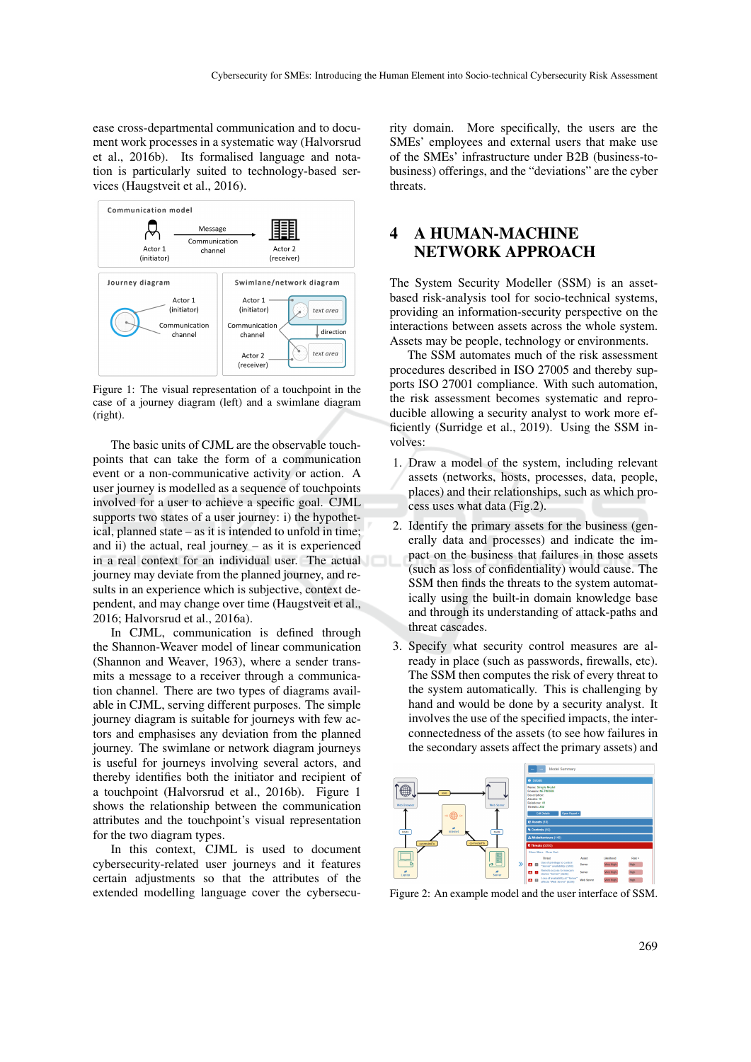ease cross-departmental communication and to document work processes in a systematic way (Halvorsrud et al., 2016b). Its formalised language and notation is particularly suited to technology-based services (Haugstveit et al., 2016).

Figure 1: The visual representation of a touchpoint in the case of a journey diagram (left) and a swimlane diagram (right).

The basic units of CJML are the observable touchpoints that can take the form of a communication event or a non-communicative activity or action. A user journey is modelled as a sequence of touchpoints involved for a user to achieve a specific goal. CJML supports two states of a user journey: i) the hypothetical, planned state – as it is intended to unfold in time; and ii) the actual, real journey – as it is experienced in a real context for an individual user. The actual journey may deviate from the planned journey, and results in an experience which is subjective, context dependent, and may change over time (Haugstveit et al., 2016; Halvorsrud et al., 2016a).

In CJML, communication is defined through the Shannon-Weaver model of linear communication (Shannon and Weaver, 1963), where a sender transmits a message to a receiver through a communication channel. There are two types of diagrams available in CJML, serving different purposes. The simple journey diagram is suitable for journeys with few actors and emphasises any deviation from the planned journey. The swimlane or network diagram journeys is useful for journeys involving several actors, and thereby identifies both the initiator and recipient of a touchpoint (Halvorsrud et al., 2016b). Figure 1 shows the relationship between the communication attributes and the touchpoint's visual representation for the two diagram types.

In this context, CJML is used to document cybersecurity-related user journeys and it features certain adjustments so that the attributes of the extended modelling language cover the cybersecurity domain. More specifically, the users are the SMEs' employees and external users that make use of the SMEs' infrastructure under B2B (business-to-business) offerings, and the "deviations" are the cyber threats.

# 4 A HUMAN-MACHINE NETWORK APPROACH

The System Security Modeller (SSM) is an asset-based risk-analysis tool for socio-technical systems, providing an information-security perspective on the interactions between assets across the whole system. Assets may be people, technology or environments.

The SSM automates much of the risk assessment procedures described in ISO 27005 and thereby supports ISO 27001 compliance. With such automation, the risk assessment becomes systematic and reproducible allowing a security analyst to work more efficiently (Surridge et al., 2019). Using the SSM involves:

1. Draw a model of the system, including relevant assets (networks, hosts, processes, data, people, places) and their relationships, such as which process uses what data (Fig.2).
2. Identify the primary assets for the business (generally data and processes) and indicate the impact on the business that failures in those assets (such as loss of confidentiality) would cause. The SSM then finds the threats to the system automatically using the built-in domain knowledge base and through its understanding of attack-paths and threat cascades.
3. Specify what security control measures are already in place (such as passwords, firewalls, etc). The SSM then computes the risk of every threat to the system automatically. This is challenging by hand and would be done by a security analyst. It involves the use of the specified impacts, the interconnectedness of the assets (to see how failures in the secondary assets affect the primary assets) and

Figure 2: An example model and the user interface of SSM.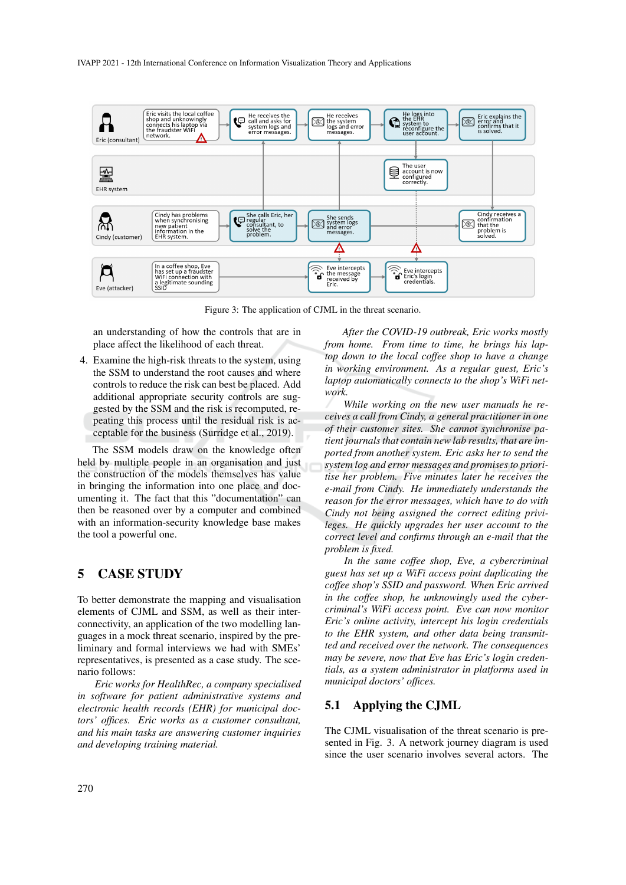Figure 3: The application of CJML in the threat scenario.

an understanding of how the controls that are in place affect the likelihood of each threat.

4. Examine the high-risk threats to the system, using the SSM to understand the root causes and where controls to reduce the risk can best be placed. Add additional appropriate security controls are suggested by the SSM and the risk is recomputed, repeating this process until the residual risk is acceptable for the business (Surridge et al., 2019).

The SSM models draw on the knowledge often held by multiple people in an organisation and just the construction of the models themselves has value in bringing the information into one place and documenting it. The fact that this "documentation" can then be reasoned over by a computer and combined with an information-security knowledge base makes the tool a powerful one.

# 5 CASE STUDY

To better demonstrate the mapping and visualisation elements of CJML and SSM, as well as their interconnectivity, an application of the two modelling languages in a mock threat scenario, inspired by the preliminary and formal interviews we had with SMEs' representatives, is presented as a case study. The scenario follows:

*Eric works for HealthRec, a company specialised in software for patient administrative systems and electronic health records (EHR) for municipal doctors' offices. Eric works as a customer consultant, and his main tasks are answering customer inquiries and developing training material.*

*After the COVID-19 outbreak, Eric works mostly from home. From time to time, he brings his laptop down to the local coffee shop to have a change in working environment. As a regular guest, Eric's laptop automatically connects to the shop's WiFi network.*

*While working on the new user manuals he receives a call from Cindy, a general practitioner in one of their customer sites. She cannot synchronise patient journals that contain new lab results, that are imported from another system. Eric asks her to send the system log and error messages and promises to prioritise her problem. Five minutes later he receives the e-mail from Cindy. He immediately understands the reason for the error messages, which have to do with Cindy not being assigned the correct editing privileges. He quickly upgrades her user account to the correct level and confirms through an e-mail that the problem is fixed.*

*In the same coffee shop, Eve, a cybercriminal guest has set up a WiFi access point duplicating the coffee shop's SSID and password. When Eric arrived in the coffee shop, he unknowingly used the cybercriminal's WiFi access point. Eve can now monitor Eric's online activity, intercept his login credentials to the EHR system, and other data being transmitted and received over the network. The consequences may be severe, now that Eve has Eric's login credentials, as a system administrator in platforms used in municipal doctors' offices.*

## 5.1 Applying the CJML

The CJML visualisation of the threat scenario is presented in Fig. 3. A network journey diagram is used since the user scenario involves several actors. The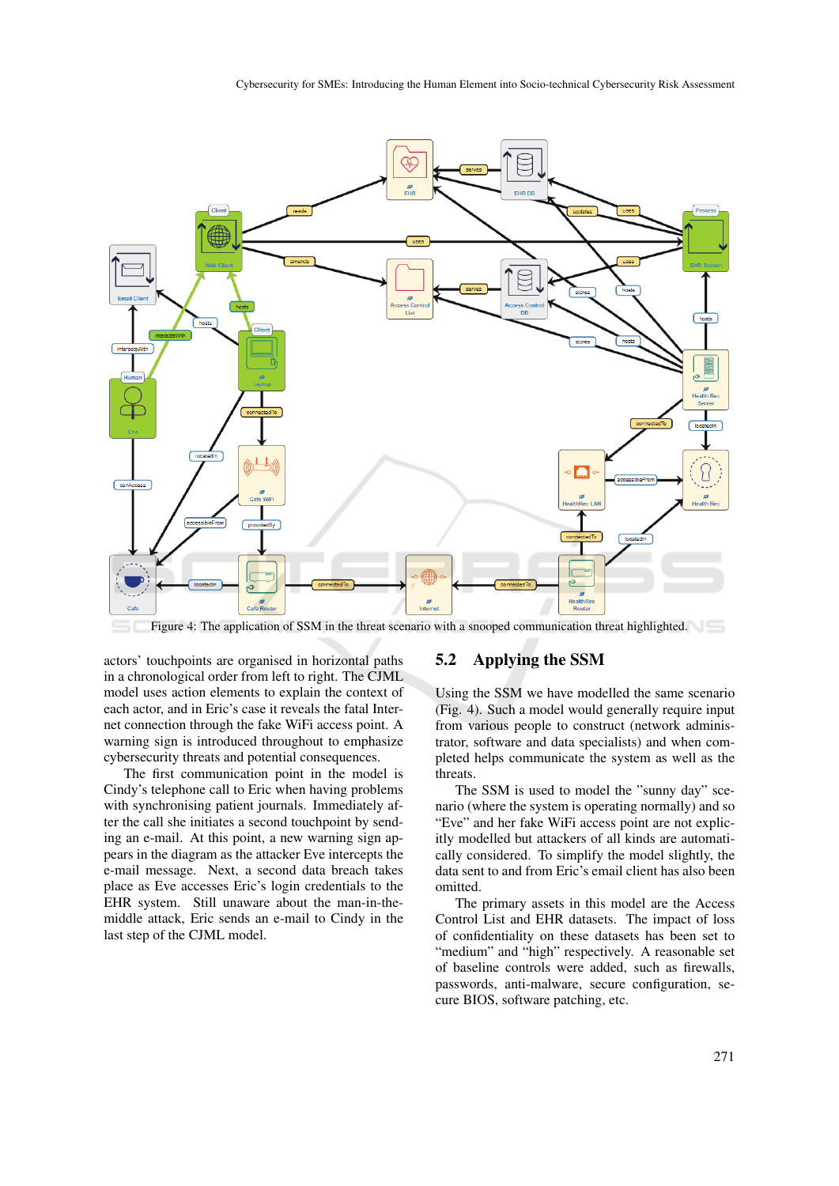Figure 4: The application of SSM in the threat scenario with a snooped communication threat highlighted.

actors' touchpoints are organised in horizontal paths in a chronological order from left to right. The CJML model uses action elements to explain the context of each actor, and in Eric's case it reveals the fatal Internet connection through the fake WiFi access point. A warning sign is introduced throughout to emphasize cybersecurity threats and potential consequences.

The first communication point in the model is Cindy's telephone call to Eric when having problems with synchronising patient journals. Immediately after the call she initiates a second touchpoint by sending an e-mail. At this point, a new warning sign appears in the diagram as the attacker Eve intercepts the e-mail message. Next, a second data breach takes place as Eve accesses Eric's login credentials to the EHR system. Still unaware about the man-in-the-middle attack, Eric sends an e-mail to Cindy in the last step of the CJML model.

## 5.2 Applying the SSM

Using the SSM we have modelled the same scenario (Fig. 4). Such a model would generally require input from various people to construct (network administrator, software and data specialists) and when completed helps communicate the system as well as the threats.

The SSM is used to model the "sunny day" scenario (where the system is operating normally) and so "Eve" and her fake WiFi access point are not explicitly modelled but attackers of all kinds are automatically considered. To simplify the model slightly, the data sent to and from Eric's email client has also been omitted.

The primary assets in this model are the Access Control List and EHR datasets. The impact of loss of confidentiality on these datasets has been set to "medium" and "high" respectively. A reasonable set of baseline controls were added, such as firewalls, passwords, anti-malware, secure configuration, secure BIOS, software patching, etc.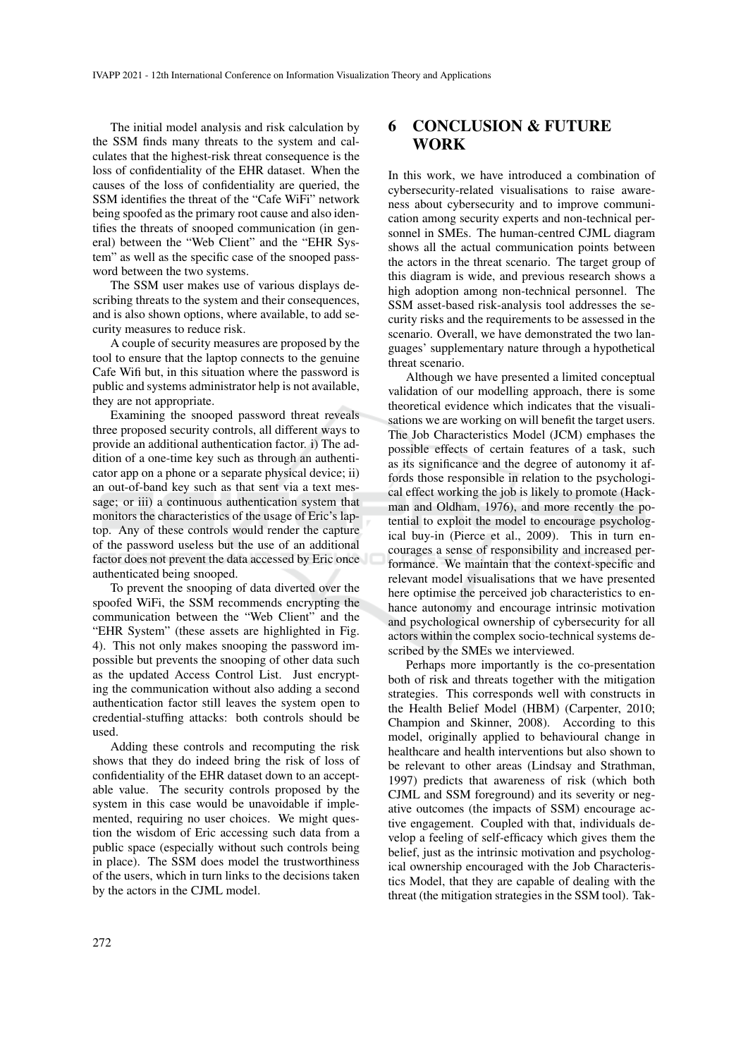The initial model analysis and risk calculation by the SSM finds many threats to the system and calculates that the highest-risk threat consequence is the loss of confidentiality of the EHR dataset. When the causes of the loss of confidentiality are queried, the SSM identifies the threat of the "Cafe WiFi" network being spoofed as the primary root cause and also identifies the threats of snooped communication (in general) between the "Web Client" and the "EHR System" as well as the specific case of the snooped password between the two systems.

The SSM user makes use of various displays describing threats to the system and their consequences, and is also shown options, where available, to add security measures to reduce risk.

A couple of security measures are proposed by the tool to ensure that the laptop connects to the genuine Cafe Wifi but, in this situation where the password is public and systems administrator help is not available, they are not appropriate.

Examining the snooped password threat reveals three proposed security controls, all different ways to provide an additional authentication factor. i) The addition of a one-time key such as through an authenticator app on a phone or a separate physical device; ii) an out-of-band key such as that sent via a text message; or iii) a continuous authentication system that monitors the characteristics of the usage of Eric's laptop. Any of these controls would render the capture of the password useless but the use of an additional factor does not prevent the data accessed by Eric once authenticated being snooped.

To prevent the snooping of data diverted over the spoofed WiFi, the SSM recommends encrypting the communication between the "Web Client" and the "EHR System" (these assets are highlighted in Fig. 4). This not only makes snooping the password impossible but prevents the snooping of other data such as the updated Access Control List. Just encrypting the communication without also adding a second authentication factor still leaves the system open to credential-stuffing attacks: both controls should be used.

Adding these controls and recomputing the risk shows that they do indeed bring the risk of loss of confidentiality of the EHR dataset down to an acceptable value. The security controls proposed by the system in this case would be unavoidable if implemented, requiring no user choices. We might question the wisdom of Eric accessing such data from a public space (especially without such controls being in place). The SSM does model the trustworthiness of the users, which in turn links to the decisions taken by the actors in the CJML model.

# 6 CONCLUSION & FUTURE WORK

In this work, we have introduced a combination of cybersecurity-related visualisations to raise awareness about cybersecurity and to improve communication among security experts and non-technical personnel in SMEs. The human-centred CJML diagram shows all the actual communication points between the actors in the threat scenario. The target group of this diagram is wide, and previous research shows a high adoption among non-technical personnel. The SSM asset-based risk-analysis tool addresses the security risks and the requirements to be assessed in the scenario. Overall, we have demonstrated the two languages' supplementary nature through a hypothetical threat scenario.

Although we have presented a limited conceptual validation of our modelling approach, there is some theoretical evidence which indicates that the visualisations we are working on will benefit the target users. The Job Characteristics Model (JCM) emphases the possible effects of certain features of a task, such as its significance and the degree of autonomy it affords those responsible in relation to the psychological effect working the job is likely to promote (Hackman and Oldham, 1976), and more recently the potential to exploit the model to encourage psychological buy-in (Pierce et al., 2009). This in turn encourages a sense of responsibility and increased performance. We maintain that the context-specific and relevant model visualisations that we have presented here optimise the perceived job characteristics to enhance autonomy and encourage intrinsic motivation and psychological ownership of cybersecurity for all actors within the complex socio-technical systems described by the SMEs we interviewed.

Perhaps more importantly is the co-presentation both of risk and threats together with the mitigation strategies. This corresponds well with constructs in the Health Belief Model (HBM) (Carpenter, 2010; Champion and Skinner, 2008). According to this model, originally applied to behavioural change in healthcare and health interventions but also shown to be relevant to other areas (Lindsay and Strathman, 1997) predicts that awareness of risk (which both CJML and SSM foreground) and its severity or negative outcomes (the impacts of SSM) encourage active engagement. Coupled with that, individuals develop a feeling of self-efficacy which gives them the belief, just as the intrinsic motivation and psychological ownership encouraged with the Job Characteristics Model, that they are capable of dealing with the threat (the mitigation strategies in the SSM tool). Tak-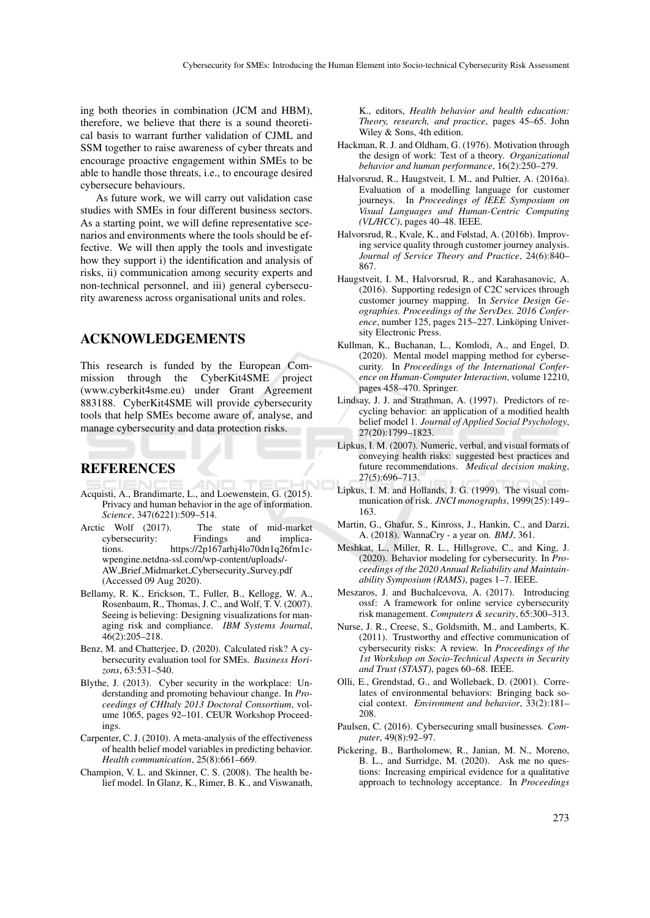ing both theories in combination (JCM and HBM), therefore, we believe that there is a sound theoretical basis to warrant further validation of CJML and SSM together to raise awareness of cyber threats and encourage proactive engagement within SMEs to be able to handle those threats, i.e., to encourage desired cybersecure behaviours.

As future work, we will carry out validation case studies with SMEs in four different business sectors. As a starting point, we will define representative scenarios and environments where the tools should be effective. We will then apply the tools and investigate how they support i) the identification and analysis of risks, ii) communication among security experts and non-technical personnel, and iii) general cybersecurity awareness across organisational units and roles.

## ACKNOWLEDGEMENTS

This research is funded by the European Commission through the CyberKit4SME project (www.cyberkit4sme.eu) under Grant Agreement 883188. CyberKit4SME will provide cybersecurity tools that help SMEs become aware of, analyse, and manage cybersecurity and data protection risks.

## REFERENCES

Acquisti, A., Brandimarte, L., and Loewenstein, G. (2015). Privacy and human behavior in the age of information. *Science*, 347(6221):509–514.

Arctic Wolf (2017). The state of mid-market cybersecurity: Findings and implications. https://2p167arhj4lo70dn1q26fm1c-wpengine.netdna-ssl.com/wp-content/uploads/-AW_Brief_Midmarket_Cybersecurity_Survey.pdf (Accessed 09 Aug 2020).

Bellamy, R. K., Erickson, T., Fuller, B., Kellogg, W. A., Rosenbaum, R., Thomas, J. C., and Wolf, T. V. (2007). Seeing is believing: Designing visualizations for managing risk and compliance. *IBM Systems Journal*, 46(2):205–218.

Benz, M. and Chatterjee, D. (2020). Calculated risk? A cybersecurity evaluation tool for SMEs. *Business Horizons*, 63:531–540.

Blythe, J. (2013). Cyber security in the workplace: Understanding and promoting behaviour change. In *Proceedings of CHItaly 2013 Doctoral Consortium*, volume 1065, pages 92–101. CEUR Workshop Proceedings.

Carpenter, C. J. (2010). A meta-analysis of the effectiveness of health belief model variables in predicting behavior. *Health communication*, 25(8):661–669.

Champion, V. L. and Skinner, C. S. (2008). The health belief model. In Glanz, K., Rimer, B. K., and Viswanath, K., editors, *Health behavior and health education: Theory, research, and practice*, pages 45–65. John Wiley & Sons, 4th edition.

Hackman, R. J. and Oldham, G. (1976). Motivation through the design of work: Test of a theory. *Organizational behavior and human performance*, 16(2):250–279.

Halvorsrud, R., Haugstveit, I. M., and Pultier, A. (2016a). Evaluation of a modelling language for customer journeys. In *Proceedings of IEEE Symposium on Visual Languages and Human-Centric Computing (VL/HCC)*, pages 40–48. IEEE.

Halvorsrud, R., Kvale, K., and Følstad, A. (2016b). Improving service quality through customer journey analysis. *Journal of Service Theory and Practice*, 24(6):840–867.

Haugstveit, I. M., Halvorsrud, R., and Karahasanovic, A. (2016). Supporting redesign of C2C services through customer journey mapping. In *Service Design Geographies. Proceedings of the ServDes. 2016 Conference*, number 125, pages 215–227. Linköping University Electronic Press.

Kullman, K., Buchanan, L., Komlodi, A., and Engel, D. (2020). Mental model mapping method for cybersecurity. In *Proceedings of the International Conference on Human-Computer Interaction*, volume 12210, pages 458–470. Springer.

Lindsay, J. J. and Strathman, A. (1997). Predictors of recycling behavior: an application of a modified health belief model 1. *Journal of Applied Social Psychology*, 27(20):1799–1823.

Lipkus, I. M. (2007). Numeric, verbal, and visual formats of conveying health risks: suggested best practices and future recommendations. *Medical decision making*, 27(5):696–713.

Lipkus, I. M. and Hollands, J. G. (1999). The visual communication of risk. *JNCI monographs*, 1999(25):149–163.

Martin, G., Ghafur, S., Kinross, J., Hankin, C., and Darzi, A. (2018). WannaCry - a year on. *BMJ*, 361.

Meshkat, L., Miller, R. L., Hillsgrove, C., and King, J. (2020). Behavior modeling for cybersecurity. In *Proceedings of the 2020 Annual Reliability and Maintainability Symposium (RAMS)*, pages 1–7. IEEE.

Meszaros, J. and Buchalcevova, A. (2017). Introducing ossf: A framework for online service cybersecurity risk management. *Computers & security*, 65:300–313.

Nurse, J. R., Creese, S., Goldsmith, M., and Lamberts, K. (2011). Trustworthy and effective communication of cybersecurity risks: A review. In *Proceedings of the 1st Workshop on Socio-Technical Aspects in Security and Trust (STAST)*, pages 60–68. IEEE.

Olli, E., Grendstad, G., and Wollebaek, D. (2001). Correlates of environmental behaviors: Bringing back social context. *Environment and behavior*, 33(2):181–208.

Paulsen, C. (2016). Cybersecuring small businesses. *Computer*, 49(8):92–97.

Pickering, B., Bartholomew, R., Janian, M. N., Moreno, B. L., and Surridge, M. (2020). Ask me no questions: Increasing empirical evidence for a qualitative approach to technology acceptance. In *Proceedings*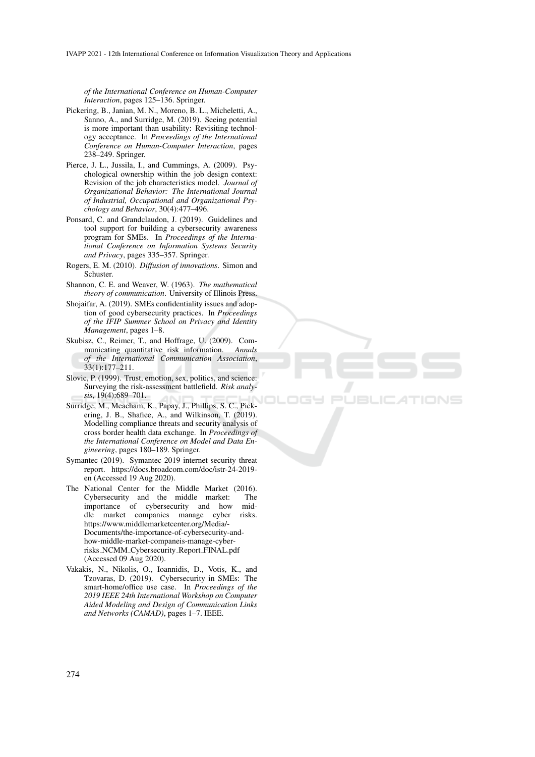*of the International Conference on Human-Computer Interaction*, pages 125–136. Springer.

Pickering, B., Janian, M. N., Moreno, B. L., Micheletti, A., Sanno, A., and Surridge, M. (2019). Seeing potential is more important than usability: Revisiting technology acceptance. In *Proceedings of the International Conference on Human-Computer Interaction*, pages 238–249. Springer.

Pierce, J. L., Jussila, I., and Cummings, A. (2009). Psychological ownership within the job design context: Revision of the job characteristics model. *Journal of Organizational Behavior: The International Journal of Industrial, Occupational and Organizational Psychology and Behavior*, 30(4):477–496.

Ponsard, C. and Grandclaudon, J. (2019). Guidelines and tool support for building a cybersecurity awareness program for SMEs. In *Proceedings of the International Conference on Information Systems Security and Privacy*, pages 335–357. Springer.

Rogers, E. M. (2010). *Diffusion of innovations*. Simon and Schuster.

Shannon, C. E. and Weaver, W. (1963). *The mathematical theory of communication*. University of Illinois Press.

Shojaifar, A. (2019). SMEs confidentiality issues and adoption of good cybersecurity practices. In *Proceedings of the IFIP Summer School on Privacy and Identity Management*, pages 1–8.

Skubisz, C., Reimer, T., and Hoffrage, U. (2009). Communicating quantitative risk information. *Annals of the International Communication Association*, 33(1):177–211.

Slovic, P. (1999). Trust, emotion, sex, politics, and science: Surveying the risk-assessment battlefield. *Risk analysis*, 19(4):689–701.

Surridge, M., Meacham, K., Papay, J., Phillips, S. C., Pickering, J. B., Shafiee, A., and Wilkinson, T. (2019). Modelling compliance threats and security analysis of cross border health data exchange. In *Proceedings of the International Conference on Model and Data Engineering*, pages 180–189. Springer.

Symantec (2019). Symantec 2019 internet security threat report. https://docs.broadcom.com/doc/istr-24-2019-en (Accessed 19 Aug 2020).

The National Center for the Middle Market (2016). Cybersecurity and the middle market: The importance of cybersecurity and how middle market companies manage cyber risks. https://www.middlemarketcenter.org/Media/-Documents/the-importance-of-cybersecurity-and-how-middle-market-companeis-manage-cyber-risks_NCMM_Cybersecurity_Report_FINAL.pdf (Accessed 09 Aug 2020).

Vakakis, N., Nikolis, O., Ioannidis, D., Votis, K., and Tzovaras, D. (2019). Cybersecurity in SMEs: The smart-home/office use case. In *Proceedings of the 2019 IEEE 24th International Workshop on Computer Aided Modeling and Design of Communication Links and Networks (CAMAD)*, pages 1–7. IEEE.